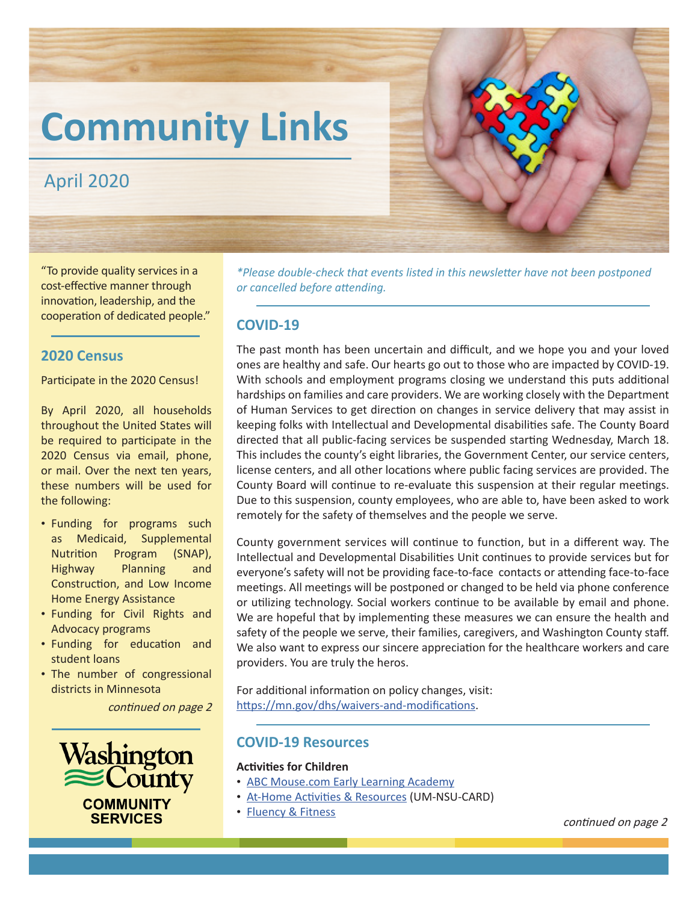# Community Links

April 2020

"To provide quality services in a cost-effective manner through innovation, leadership, and the cooperation of dedicated people."

## 2020 Census

Participate in the 2020 Census!

By April 2020, all households throughout the United States will be required to participate in the 2020 Census via email, phone, or mail. Over the next ten years, these numbers will be used for the following:

- Funding for programs such as Medicaid, Supplemental Nutrition Program (SNAP), Highway Planning and Construction, and Low Income Home Energy Assistance
- Funding for Civil Rights and Advocacy programs
- Funding for education and student loans
- The number of congressional districts in Minnesota

*continued on page 2*

Washington County COMMUNITY SERVICES

*\*Please double-check that events listed in this newsletter have not been postponed or cancelled before attending.*

## COVID-19

The past month has been uncertain and difficult, and we hope you and your loved ones are healthy and safe. Our hearts go out to those who are impacted by COVID-19. With schools and employment programs closing we understand this puts additional hardships on families and care providers. We are working closely with the Department of Human Services to get direction on changes in service delivery that may assist in keeping folks with Intellectual and Developmental disabilities safe. The County Board directed that all public-facing services be suspended starting Wednesday, March 18. This includes the county's eight libraries, the Government Center, our service centers, license centers, and all other locations where public facing services are provided. The County Board will continue to re-evaluate this suspension at their regular meetings. Due to this suspension, county employees, who are able to, have been asked to work remotely for the safety of themselves and the people we serve.

County government services will continue to function, but in a different way. The Intellectual and Developmental Disabilities Unit continues to provide services but for everyone's safety will not be providing face-to-face contacts or attending face-to-face meetings. All meetings will be postponed or changed to be held via phone conference or utilizing technology. Social workers continue to be available by email and phone. We are hopeful that by implementing these measures we can ensure the health and safety of the people we serve, their families, caregivers, and Washington County staff. We also want to express our sincere appreciation for the healthcare workers and care providers. You are truly the heros.

For additional information on policy changes, visit: https://mn.gov/dhs/waivers-and-modifications.

## COVID-19 Resources

**Activities for Children**

- ABC Mouse.com Early Learning Academy
- At-Home Activities & Resources (UM-NSU-CARD)
- Fluency & Fitness

*continued on page 2*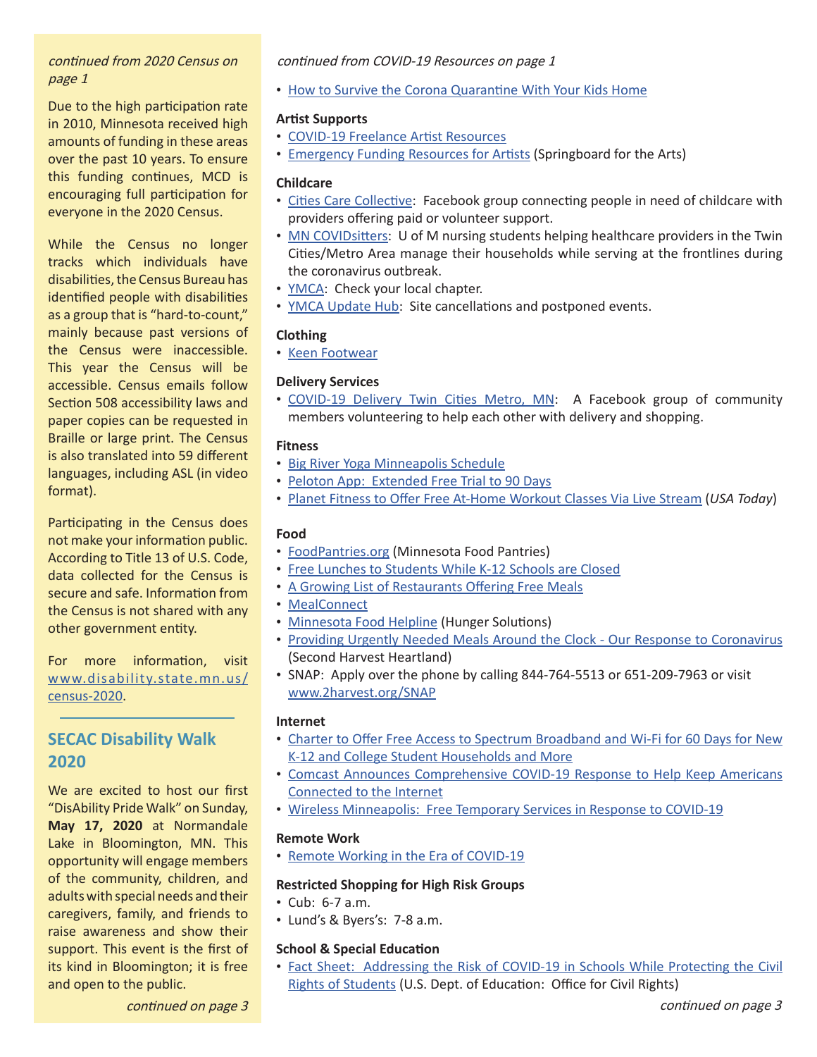*continued from 2020 Census on page 1*

Due to the high participation rate in 2010, Minnesota received high amounts of funding in these areas over the past 10 years. To ensure this funding continues, MCD is encouraging full participation for everyone in the 2020 Census.

While the Census no longer tracks which individuals have disabilities, the Census Bureau has identified people with disabilities as a group that is "hard-to-count," mainly because past versions of the Census were inaccessible. This year the Census will be accessible. Census emails follow Section 508 accessibility laws and paper copies can be requested in Braille or large print. The Census is also translated into 59 different languages, including ASL (in video format).

Participating in the Census does not make your information public. According to Title 13 of U.S. Code, data collected for the Census is secure and safe. Information from the Census is not shared with any other government entity.

For more information, visit www.disability.state.mn.us/census-2020.

## SECAC Disability Walk 2020

We are excited to host our first "DisAbility Pride Walk" on Sunday, **May 17, 2020** at Normandale Lake in Bloomington, MN. This opportunity will engage members of the community, children, and adults with special needs and their caregivers, family, and friends to raise awareness and show their support. This event is the first of its kind in Bloomington; it is free and open to the public.

*continued on page 3*

*continued from COVID-19 Resources on page 1*

- How to Survive the Corona Quarantine With Your Kids Home

**Artist Supports**

- COVID-19 Freelance Artist Resources
- Emergency Funding Resources for Artists (Springboard for the Arts)

**Childcare**

- Cities Care Collective: Facebook group connecting people in need of childcare with providers offering paid or volunteer support.
- MN COVIDsitters: U of M nursing students helping healthcare providers in the Twin Cities/Metro Area manage their households while serving at the frontlines during the coronavirus outbreak.
- YMCA: Check your local chapter.
- YMCA Update Hub: Site cancellations and postponed events.

**Clothing**

- Keen Footwear

**Delivery Services**

- COVID-19 Delivery Twin Cities Metro, MN: A Facebook group of community members volunteering to help each other with delivery and shopping.

**Fitness**

- Big River Yoga Minneapolis Schedule
- Peloton App: Extended Free Trial to 90 Days
- Planet Fitness to Offer Free At-Home Workout Classes Via Live Stream (*USA Today*)

**Food**

- FoodPantries.org (Minnesota Food Pantries)
- Free Lunches to Students While K-12 Schools are Closed
- A Growing List of Restaurants Offering Free Meals
- MealConnect
- Minnesota Food Helpline (Hunger Solutions)
- Providing Urgently Needed Meals Around the Clock - Our Response to Coronavirus (Second Harvest Heartland)
- SNAP: Apply over the phone by calling 844-764-5513 or 651-209-7963 or visit www.2harvest.org/SNAP

**Internet**

- Charter to Offer Free Access to Spectrum Broadband and Wi-Fi for 60 Days for New K-12 and College Student Households and More
- Comcast Announces Comprehensive COVID-19 Response to Help Keep Americans Connected to the Internet
- Wireless Minneapolis: Free Temporary Services in Response to COVID-19

**Remote Work**

- Remote Working in the Era of COVID-19

**Restricted Shopping for High Risk Groups**

- Cub: 6-7 a.m.
- Lund's & Byers's: 7-8 a.m.

**School & Special Education**

- Fact Sheet: Addressing the Risk of COVID-19 in Schools While Protecting the Civil Rights of Students (U.S. Dept. of Education: Office for Civil Rights)

*continued on page 3*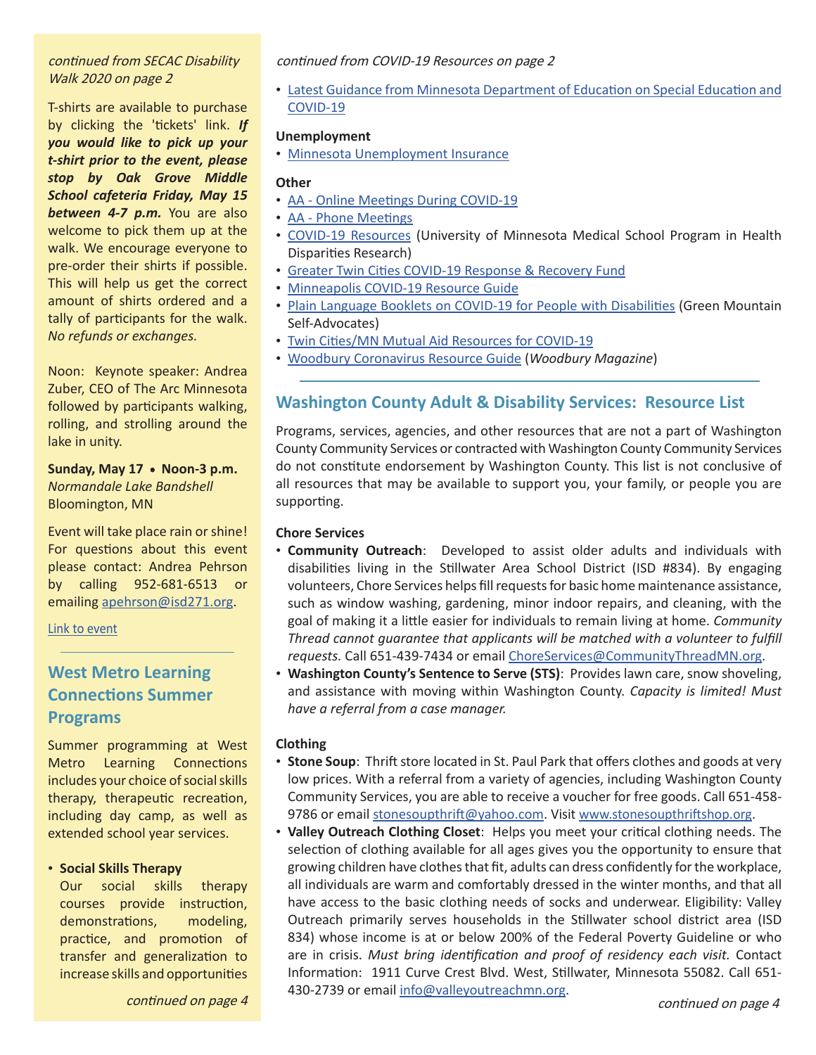*continued from SECAC Disability Walk 2020 on page 2*

T-shirts are available to purchase by clicking the 'tickets' link. ***If you would like to pick up your t-shirt prior to the event, please stop by Oak Grove Middle School cafeteria Friday, May 15 between 4-7 p.m.*** You are also welcome to pick them up at the walk. We encourage everyone to pre-order their shirts if possible. This will help us get the correct amount of shirts ordered and a tally of participants for the walk. *No refunds or exchanges.*

Noon: Keynote speaker: Andrea Zuber, CEO of The Arc Minnesota followed by participants walking, rolling, and strolling around the lake in unity.

**Sunday, May 17 • Noon-3 p.m.**
*Normandale Lake Bandshell*
Bloomington, MN

Event will take place rain or shine! For questions about this event please contact: Andrea Pehrson by calling 952-681-6513 or emailing apehrson@isd271.org.

Link to event

## West Metro Learning Connections Summer Programs

Summer programming at West Metro Learning Connections includes your choice of social skills therapy, therapeutic recreation, including day camp, as well as extended school year services.

- **Social Skills Therapy**
  Our social skills therapy courses provide instruction, demonstrations, modeling, practice, and promotion of transfer and generalization to increase skills and opportunities

*continued on page 4*

*continued from COVID-19 Resources on page 2*

- Latest Guidance from Minnesota Department of Education on Special Education and COVID-19

**Unemployment**

- Minnesota Unemployment Insurance

**Other**

- AA - Online Meetings During COVID-19
- AA - Phone Meetings
- COVID-19 Resources (University of Minnesota Medical School Program in Health Disparities Research)
- Greater Twin Cities COVID-19 Response & Recovery Fund
- Minneapolis COVID-19 Resource Guide
- Plain Language Booklets on COVID-19 for People with Disabilities (Green Mountain Self-Advocates)
- Twin Cities/MN Mutual Aid Resources for COVID-19
- Woodbury Coronavirus Resource Guide (*Woodbury Magazine*)

## Washington County Adult & Disability Services: Resource List

Programs, services, agencies, and other resources that are not a part of Washington County Community Services or contracted with Washington County Community Services do not constitute endorsement by Washington County. This list is not conclusive of all resources that may be available to support you, your family, or people you are supporting.

**Chore Services**

- **Community Outreach**: Developed to assist older adults and individuals with disabilities living in the Stillwater Area School District (ISD #834). By engaging volunteers, Chore Services helps fill requests for basic home maintenance assistance, such as window washing, gardening, minor indoor repairs, and cleaning, with the goal of making it a little easier for individuals to remain living at home. *Community Thread cannot guarantee that applicants will be matched with a volunteer to fulfill requests.* Call 651-439-7434 or email ChoreServices@CommunityThreadMN.org.
- **Washington County's Sentence to Serve (STS)**: Provides lawn care, snow shoveling, and assistance with moving within Washington County. *Capacity is limited! Must have a referral from a case manager.*

**Clothing**

- **Stone Soup**: Thrift store located in St. Paul Park that offers clothes and goods at very low prices. With a referral from a variety of agencies, including Washington County Community Services, you are able to receive a voucher for free goods. Call 651-458-9786 or email stonesoupthrift@yahoo.com. Visit www.stonesoupthriftshop.org.
- **Valley Outreach Clothing Closet**: Helps you meet your critical clothing needs. The selection of clothing available for all ages gives you the opportunity to ensure that growing children have clothes that fit, adults can dress confidently for the workplace, all individuals are warm and comfortably dressed in the winter months, and that all have access to the basic clothing needs of socks and underwear. Eligibility: Valley Outreach primarily serves households in the Stillwater school district area (ISD 834) whose income is at or below 200% of the Federal Poverty Guideline or who are in crisis. *Must bring identification and proof of residency each visit.* Contact Information: 1911 Curve Crest Blvd. West, Stillwater, Minnesota 55082. Call 651-430-2739 or email info@valleyoutreachmn.org.

*continued on page 4*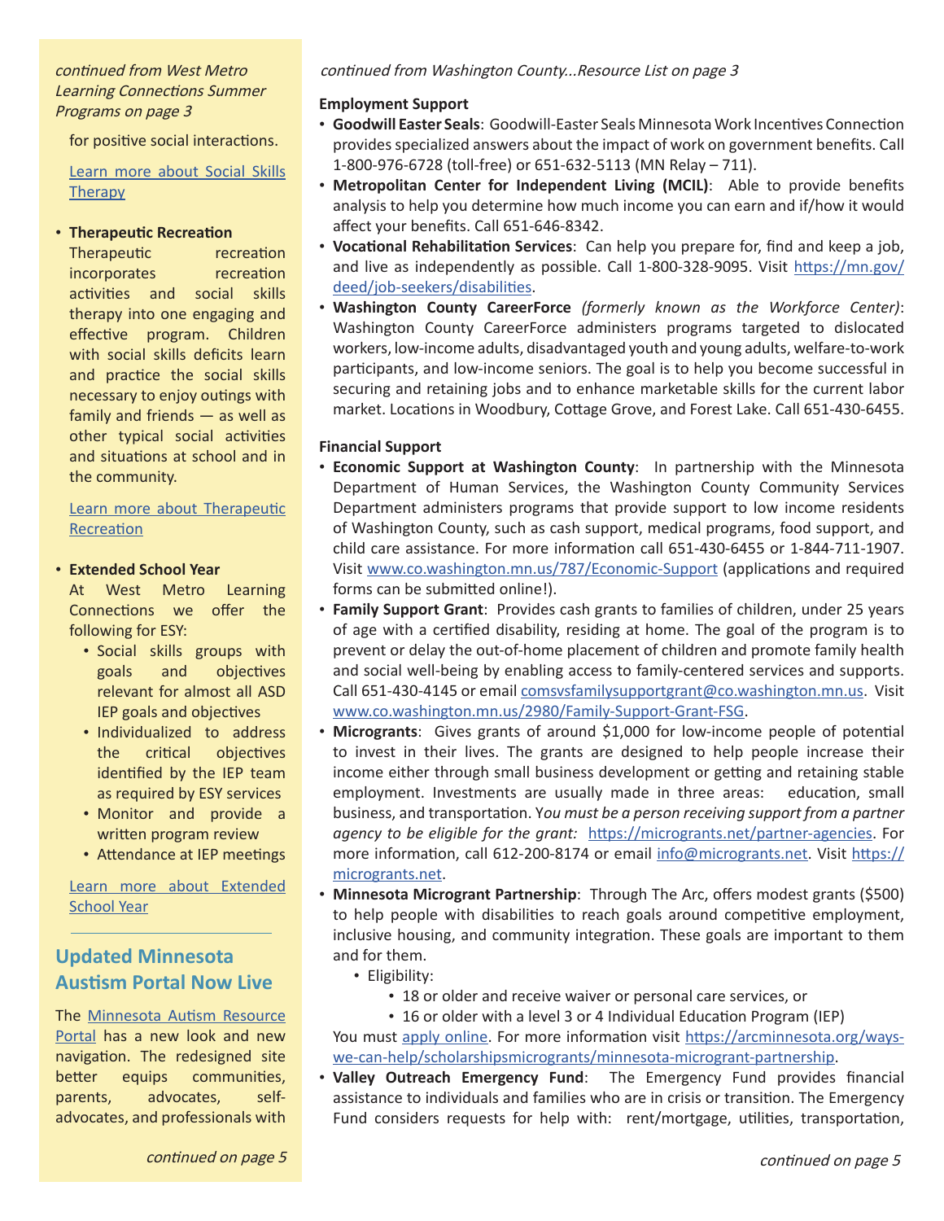*continued from West Metro Learning Connections Summer Programs on page 3*

for positive social interactions.

[Learn more about Social Skills Therapy]

- **Therapeutic Recreation**
  Therapeutic recreation incorporates recreation activities and social skills therapy into one engaging and effective program. Children with social skills deficits learn and practice the social skills necessary to enjoy outings with family and friends — as well as other typical social activities and situations at school and in the community.

  [Learn more about Therapeutic Recreation]

- **Extended School Year**
  At West Metro Learning Connections we offer the following for ESY:
  - Social skills groups with goals and objectives relevant for almost all ASD IEP goals and objectives
  - Individualized to address the critical objectives identified by the IEP team as required by ESY services
  - Monitor and provide a written program review
  - Attendance at IEP meetings

  [Learn more about Extended School Year]

## Updated Minnesota Austism Portal Now Live

The [Minnesota Autism Resource Portal] has a new look and new navigation. The redesigned site better equips communities, parents, advocates, self-advocates, and professionals with

*continued on page 5*

---

*continued from Washington County...Resource List on page 3*

**Employment Support**

- **Goodwill Easter Seals**: Goodwill-Easter Seals Minnesota Work Incentives Connection provides specialized answers about the impact of work on government benefits. Call 1-800-976-6728 (toll-free) or 651-632-5113 (MN Relay – 711).
- **Metropolitan Center for Independent Living (MCIL)**: Able to provide benefits analysis to help you determine how much income you can earn and if/how it would affect your benefits. Call 651-646-8342.
- **Vocational Rehabilitation Services**: Can help you prepare for, find and keep a job, and live as independently as possible. Call 1-800-328-9095. Visit https://mn.gov/deed/job-seekers/disabilities.
- **Washington County CareerForce** *(formerly known as the Workforce Center)*: Washington County CareerForce administers programs targeted to dislocated workers, low-income adults, disadvantaged youth and young adults, welfare-to-work participants, and low-income seniors. The goal is to help you become successful in securing and retaining jobs and to enhance marketable skills for the current labor market. Locations in Woodbury, Cottage Grove, and Forest Lake. Call 651-430-6455.

**Financial Support**

- **Economic Support at Washington County**: In partnership with the Minnesota Department of Human Services, the Washington County Community Services Department administers programs that provide support to low income residents of Washington County, such as cash support, medical programs, food support, and child care assistance. For more information call 651-430-6455 or 1-844-711-1907. Visit www.co.washington.mn.us/787/Economic-Support (applications and required forms can be submitted online!).
- **Family Support Grant**: Provides cash grants to families of children, under 25 years of age with a certified disability, residing at home. The goal of the program is to prevent or delay the out-of-home placement of children and promote family health and social well-being by enabling access to family-centered services and supports. Call 651-430-4145 or email comsvsfamilysupportgrant@co.washington.mn.us. Visit www.co.washington.mn.us/2980/Family-Support-Grant-FSG.
- **Microgrants**: Gives grants of around $1,000 for low-income people of potential to invest in their lives. The grants are designed to help people increase their income either through small business development or getting and retaining stable employment. Investments are usually made in three areas: education, small business, and transportation. Y*ou must be a person receiving support from a partner agency to be eligible for the grant:* https://microgrants.net/partner-agencies. For more information, call 612-200-8174 or email info@micrograts.net. Visit https://micrograts.net.
- **Minnesota Microgrant Partnership**: Through The Arc, offers modest grants ($500) to help people with disabilities to reach goals around competitive employment, inclusive housing, and community integration. These goals are important to them and for them.
  - Eligibility:
    - 18 or older and receive waiver or personal care services, or
    - 16 or older with a level 3 or 4 Individual Education Program (IEP)

  You must [apply online]. For more information visit https://arcminnesota.org/ways-we-can-help/scholarshipsmicrogrants/minnesota-microgrant-partnership.
- **Valley Outreach Emergency Fund**: The Emergency Fund provides financial assistance to individuals and families who are in crisis or transition. The Emergency Fund considers requests for help with: rent/mortgage, utilities, transportation,

*continued on page 5*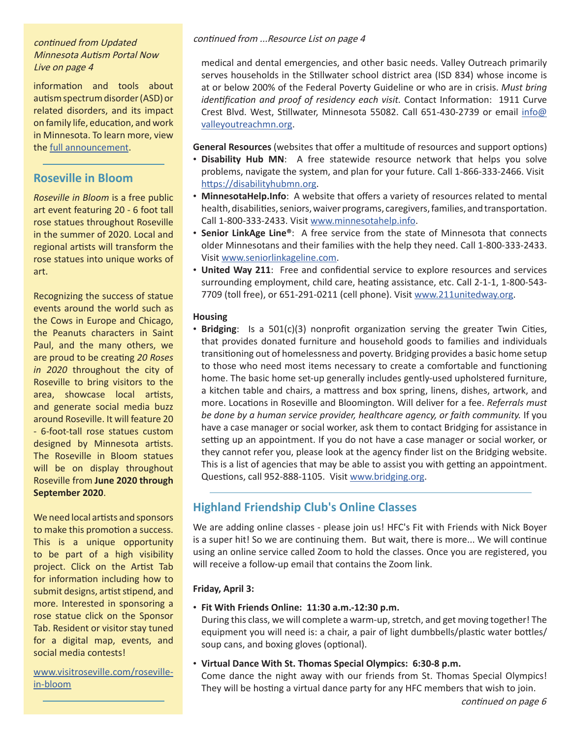*continued from Updated Minnesota Autism Portal Now Live on page 4*

information and tools about autism spectrum disorder (ASD) or related disorders, and its impact on family life, education, and work in Minnesota. To learn more, view the full announcement.

## Roseville in Bloom

*Roseville in Bloom* is a free public art event featuring 20 - 6 foot tall rose statues throughout Roseville in the summer of 2020. Local and regional artists will transform the rose statues into unique works of art.

Recognizing the success of statue events around the world such as the Cows in Europe and Chicago, the Peanuts characters in Saint Paul, and the many others, we are proud to be creating *20 Roses in 2020* throughout the city of Roseville to bring visitors to the area, showcase local artists, and generate social media buzz around Roseville. It will feature 20 - 6-foot-tall rose statues custom designed by Minnesota artists. The Roseville in Bloom statues will be on display throughout Roseville from **June 2020 through September 2020**.

We need local artists and sponsors to make this promotion a success. This is a unique opportunity to be part of a high visibility project. Click on the Artist Tab for information including how to submit designs, artist stipend, and more. Interested in sponsoring a rose statue click on the Sponsor Tab. Resident or visitor stay tuned for a digital map, events, and social media contests!

www.visitroseville.com/roseville-in-bloom

---

*continued from ...Resource List on page 4*

medical and dental emergencies, and other basic needs. Valley Outreach primarily serves households in the Stillwater school district area (ISD 834) whose income is at or below 200% of the Federal Poverty Guideline or who are in crisis. *Must bring identification and proof of residency each visit.* Contact Information: 1911 Curve Crest Blvd. West, Stillwater, Minnesota 55082. Call 651-430-2739 or email info@valleyoutreachmn.org.

**General Resources** (websites that offer a multitude of resources and support options)

- **Disability Hub MN**: A free statewide resource network that helps you solve problems, navigate the system, and plan for your future. Call 1-866-333-2466. Visit https://disabilityhubmn.org.
- **MinnesotaHelp.Info**: A website that offers a variety of resources related to mental health, disabilities, seniors, waiver programs, caregivers, families, and transportation. Call 1-800-333-2433. Visit www.minnesotahelp.info.
- **Senior LinkAge Line®**: A free service from the state of Minnesota that connects older Minnesotans and their families with the help they need. Call 1-800-333-2433. Visit www.seniorlinkageline.com.
- **United Way 211**: Free and confidential service to explore resources and services surrounding employment, child care, heating assistance, etc. Call 2-1-1, 1-800-543-7709 (toll free), or 651-291-0211 (cell phone). Visit www.211unitedway.org.

**Housing**

- **Bridging**: Is a 501(c)(3) nonprofit organization serving the greater Twin Cities, that provides donated furniture and household goods to families and individuals transitioning out of homelessness and poverty. Bridging provides a basic home setup to those who need most items necessary to create a comfortable and functioning home. The basic home set-up generally includes gently-used upholstered furniture, a kitchen table and chairs, a mattress and box spring, linens, dishes, artwork, and more. Locations in Roseville and Bloomington. Will deliver for a fee. *Referrals must be done by a human service provider, healthcare agency, or faith community.* If you have a case manager or social worker, ask them to contact Bridging for assistance in setting up an appointment. If you do not have a case manager or social worker, or they cannot refer you, please look at the agency finder list on the Bridging website. This is a list of agencies that may be able to assist you with getting an appointment. Questions, call 952-888-1105. Visit www.bridging.org.

## Highland Friendship Club's Online Classes

We are adding online classes - please join us! HFC's Fit with Friends with Nick Boyer is a super hit! So we are continuing them. But wait, there is more... We will continue using an online service called Zoom to hold the classes. Once you are registered, you will receive a follow-up email that contains the Zoom link.

**Friday, April 3:**

- **Fit With Friends Online: 11:30 a.m.-12:30 p.m.**
  During this class, we will complete a warm-up, stretch, and get moving together! The equipment you will need is: a chair, a pair of light dumbbells/plastic water bottles/soup cans, and boxing gloves (optional).
- **Virtual Dance With St. Thomas Special Olympics: 6:30-8 p.m.**
  Come dance the night away with our friends from St. Thomas Special Olympics! They will be hosting a virtual dance party for any HFC members that wish to join.

*continued on page 6*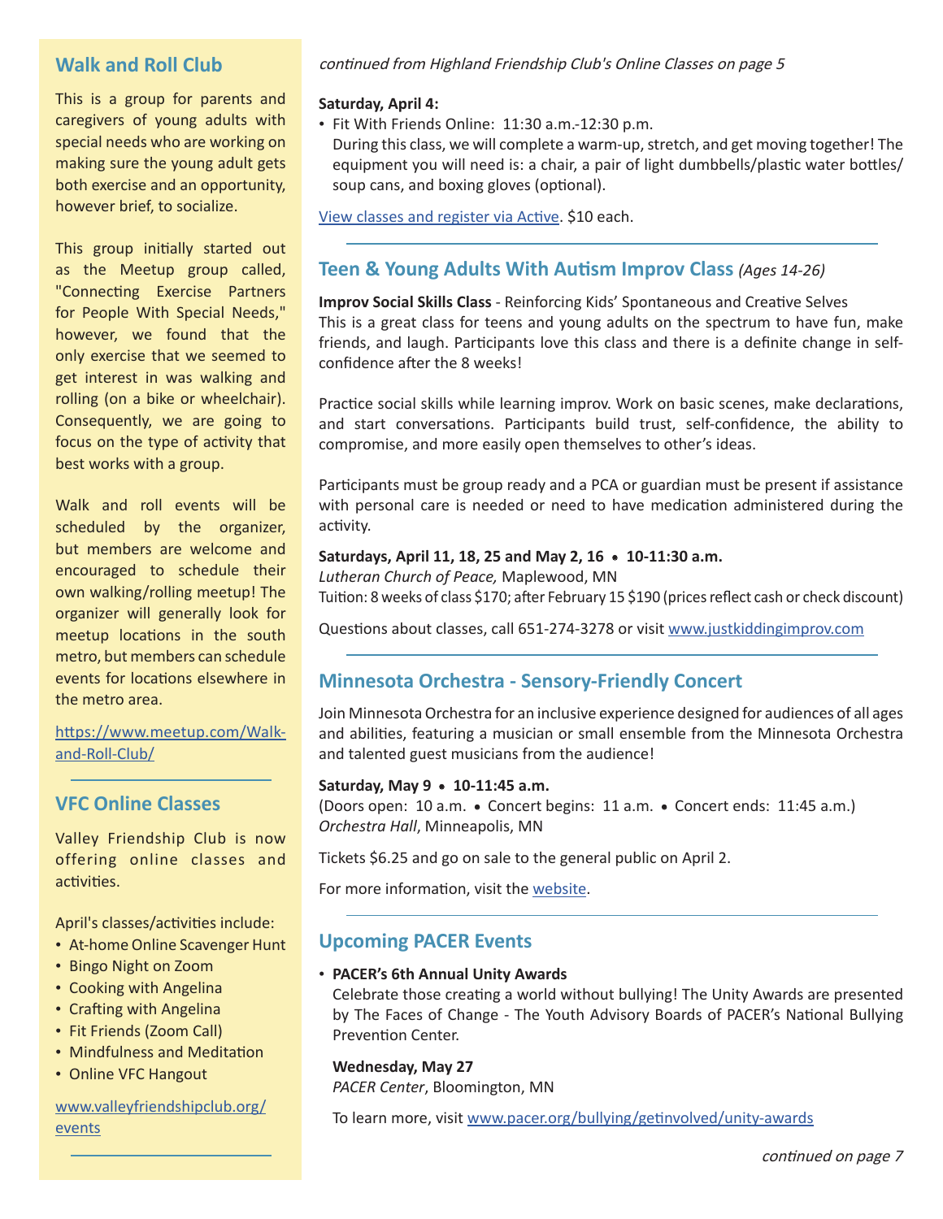## Walk and Roll Club

This is a group for parents and caregivers of young adults with special needs who are working on making sure the young adult gets both exercise and an opportunity, however brief, to socialize.

This group initially started out as the Meetup group called, "Connecting Exercise Partners for People With Special Needs," however, we found that the only exercise that we seemed to get interest in was walking and rolling (on a bike or wheelchair). Consequently, we are going to focus on the type of activity that best works with a group.

Walk and roll events will be scheduled by the organizer, but members are welcome and encouraged to schedule their own walking/rolling meetup! The organizer will generally look for meetup locations in the south metro, but members can schedule events for locations elsewhere in the metro area.

https://www.meetup.com/Walk-and-Roll-Club/

---

## VFC Online Classes

Valley Friendship Club is now offering online classes and activities.

April's classes/activities include:

- At-home Online Scavenger Hunt
- Bingo Night on Zoom
- Cooking with Angelina
- Crafting with Angelina
- Fit Friends (Zoom Call)
- Mindfulness and Meditation
- Online VFC Hangout

www.valleyfriendshipclub.org/events

---

*continued from Highland Friendship Club's Online Classes on page 5*

**Saturday, April 4:**

- Fit With Friends Online: 11:30 a.m.-12:30 p.m.
  During this class, we will complete a warm-up, stretch, and get moving together! The equipment you will need is: a chair, a pair of light dumbbells/plastic water bottles/soup cans, and boxing gloves (optional).

View classes and register via Active. $10 each.

---

## Teen & Young Adults With Autism Improv Class *(Ages 14-26)*

**Improv Social Skills Class** - Reinforcing Kids' Spontaneous and Creative Selves
This is a great class for teens and young adults on the spectrum to have fun, make friends, and laugh. Participants love this class and there is a definite change in self-confidence after the 8 weeks!

Practice social skills while learning improv. Work on basic scenes, make declarations, and start conversations. Participants build trust, self-confidence, the ability to compromise, and more easily open themselves to other's ideas.

Participants must be group ready and a PCA or guardian must be present if assistance with personal care is needed or need to have medication administered during the activity.

**Saturdays, April 11, 18, 25 and May 2, 16 • 10-11:30 a.m.**
*Lutheran Church of Peace,* Maplewood, MN
Tuition: 8 weeks of class $170; after February 15 $190 (prices reflect cash or check discount)

Questions about classes, call 651-274-3278 or visit www.justkiddingimprov.com

---

## Minnesota Orchestra - Sensory-Friendly Concert

Join Minnesota Orchestra for an inclusive experience designed for audiences of all ages and abilities, featuring a musician or small ensemble from the Minnesota Orchestra and talented guest musicians from the audience!

**Saturday, May 9 • 10-11:45 a.m.**
(Doors open: 10 a.m. • Concert begins: 11 a.m. • Concert ends: 11:45 a.m.)
*Orchestra Hall*, Minneapolis, MN

Tickets $6.25 and go on sale to the general public on April 2.

For more information, visit the website.

---

## Upcoming PACER Events

- **PACER's 6th Annual Unity Awards**
  Celebrate those creating a world without bullying! The Unity Awards are presented by The Faces of Change - The Youth Advisory Boards of PACER's National Bullying Prevention Center.

  **Wednesday, May 27**
  *PACER Center*, Bloomington, MN

  To learn more, visit www.pacer.org/bullying/getinvolved/unity-awards

*continued on page 7*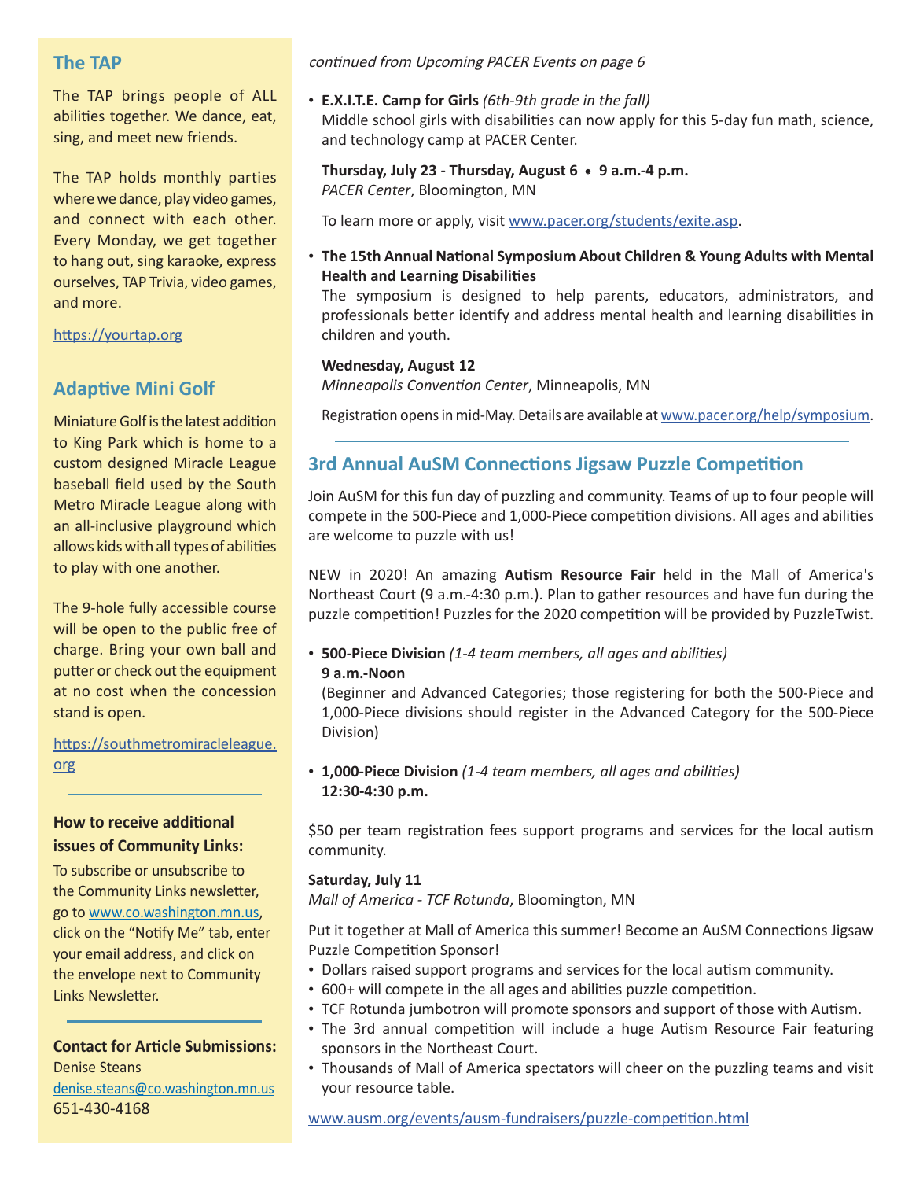## The TAP

The TAP brings people of ALL abilities together. We dance, eat, sing, and meet new friends.

The TAP holds monthly parties where we dance, play video games, and connect with each other. Every Monday, we get together to hang out, sing karaoke, express ourselves, TAP Trivia, video games, and more.

https://yourtap.org

## Adaptive Mini Golf

Miniature Golf is the latest addition to King Park which is home to a custom designed Miracle League baseball field used by the South Metro Miracle League along with an all-inclusive playground which allows kids with all types of abilities to play with one another.

The 9-hole fully accessible course will be open to the public free of charge. Bring your own ball and putter or check out the equipment at no cost when the concession stand is open.

https://southmetromiracleleague.org

**How to receive additional issues of Community Links:**

To subscribe or unsubscribe to the Community Links newsletter, go to www.co.washington.mn.us, click on the "Notify Me" tab, enter your email address, and click on the envelope next to Community Links Newsletter.

**Contact for Article Submissions:**

Denise Steans
denise.steans@co.washington.mn.us
651-430-4168

*continued from Upcoming PACER Events on page 6*

- **E.X.I.T.E. Camp for Girls** *(6th-9th grade in the fall)*
  Middle school girls with disabilities can now apply for this 5-day fun math, science, and technology camp at PACER Center.

  **Thursday, July 23 - Thursday, August 6 • 9 a.m.-4 p.m.**
  *PACER Center*, Bloomington, MN

  To learn more or apply, visit www.pacer.org/students/exite.asp.

- **The 15th Annual National Symposium About Children & Young Adults with Mental Health and Learning Disabilities**
  The symposium is designed to help parents, educators, administrators, and professionals better identify and address mental health and learning disabilities in children and youth.

  **Wednesday, August 12**
  *Minneapolis Convention Center*, Minneapolis, MN

  Registration opens in mid-May. Details are available at www.pacer.org/help/symposium.

## 3rd Annual AuSM Connections Jigsaw Puzzle Competition

Join AuSM for this fun day of puzzling and community. Teams of up to four people will compete in the 500-Piece and 1,000-Piece competition divisions. All ages and abilities are welcome to puzzle with us!

NEW in 2020! An amazing **Autism Resource Fair** held in the Mall of America's Northeast Court (9 a.m.-4:30 p.m.). Plan to gather resources and have fun during the puzzle competition! Puzzles for the 2020 competition will be provided by PuzzleTwist.

- **500-Piece Division** *(1-4 team members, all ages and abilities)*
  **9 a.m.-Noon**
  (Beginner and Advanced Categories; those registering for both the 500-Piece and 1,000-Piece divisions should register in the Advanced Category for the 500-Piece Division)

- **1,000-Piece Division** *(1-4 team members, all ages and abilities)*
  **12:30-4:30 p.m.**

$50 per team registration fees support programs and services for the local autism community.

**Saturday, July 11**
*Mall of America - TCF Rotunda*, Bloomington, MN

Put it together at Mall of America this summer! Become an AuSM Connections Jigsaw Puzzle Competition Sponsor!

- Dollars raised support programs and services for the local autism community.
- 600+ will compete in the all ages and abilities puzzle competition.
- TCF Rotunda jumbotron will promote sponsors and support of those with Autism.
- The 3rd annual competition will include a huge Autism Resource Fair featuring sponsors in the Northeast Court.
- Thousands of Mall of America spectators will cheer on the puzzling teams and visit your resource table.

www.ausm.org/events/ausm-fundraisers/puzzle-competition.html